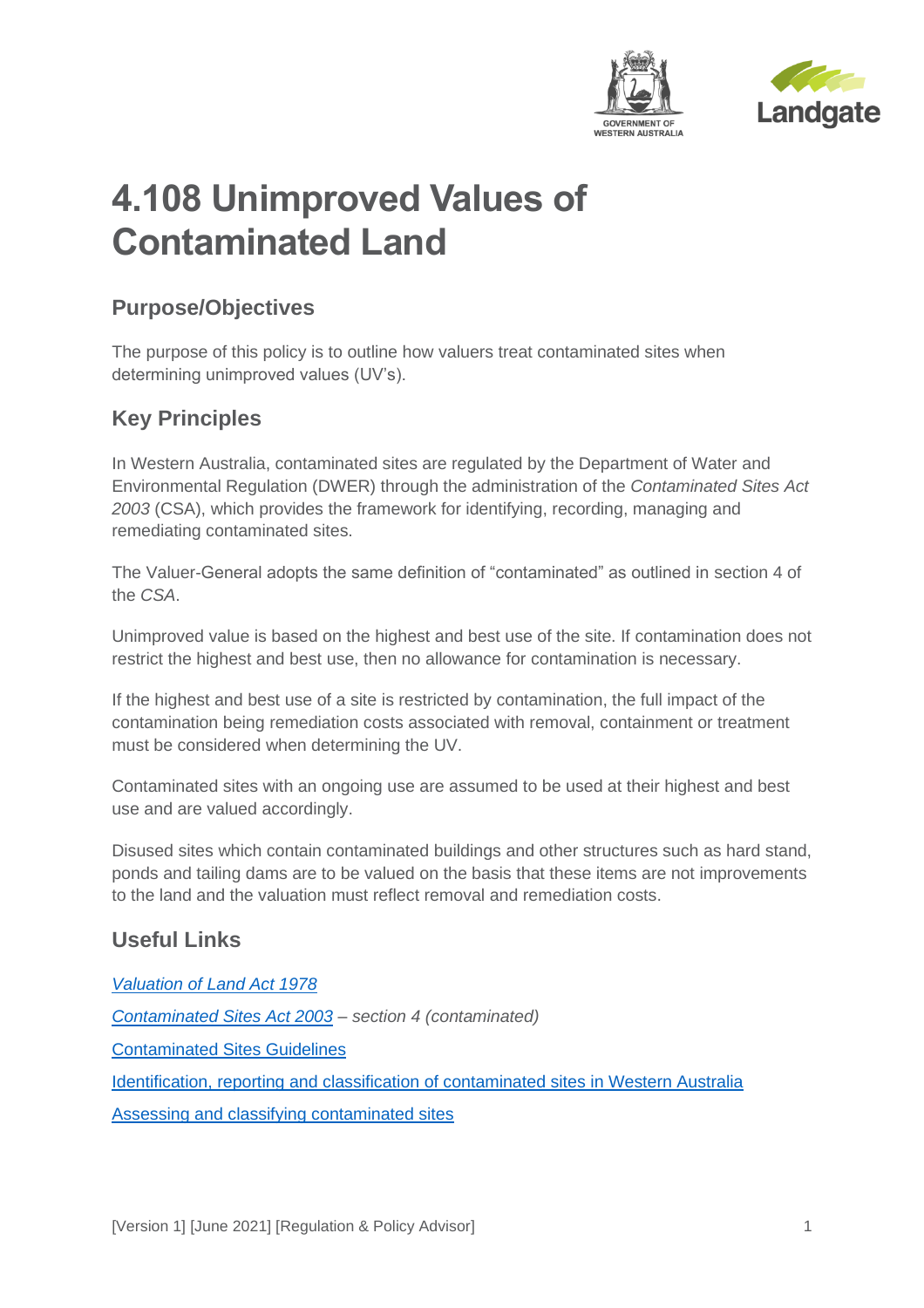# 4.108 Unimproved Values of Contaminated Land

## Purpose/Objectives

The purpose of this policy is to outline how valuers treat contaminated sites when determining unimproved values (UV's).

## Key Principles

In Western Australia, contaminated sites are regulated by the Department of Water and Environmental Regulation (DWER) through the administration of the *Contaminated Sites Act 2003* (CSA), which provides the framework for identifying, recording, managing and remediating contaminated sites.

The Valuer-General adopts the same definition of "contaminated" as outlined in section 4 of the *CSA*.

Unimproved value is based on the highest and best use of the site. If contamination does not restrict the highest and best use, then no allowance for contamination is necessary.

If the highest and best use of a site is restricted by contamination, the full impact of the contamination being remediation costs associated with removal, containment or treatment must be considered when determining the UV.

Contaminated sites with an ongoing use are assumed to be used at their highest and best use and are valued accordingly.

Disused sites which contain contaminated buildings and other structures such as hard stand, ponds and tailing dams are to be valued on the basis that these items are not improvements to the land and the valuation must reflect removal and remediation costs.

## Useful Links

*Valuation of Land Act 1978*

*Contaminated Sites Act 2003 – section 4 (contaminated)*

Contaminated Sites Guidelines

Identification, reporting and classification of contaminated sites in Western Australia

Assessing and classifying contaminated sites

[Version 1] [June 2021] [Regulation & Policy Advisor]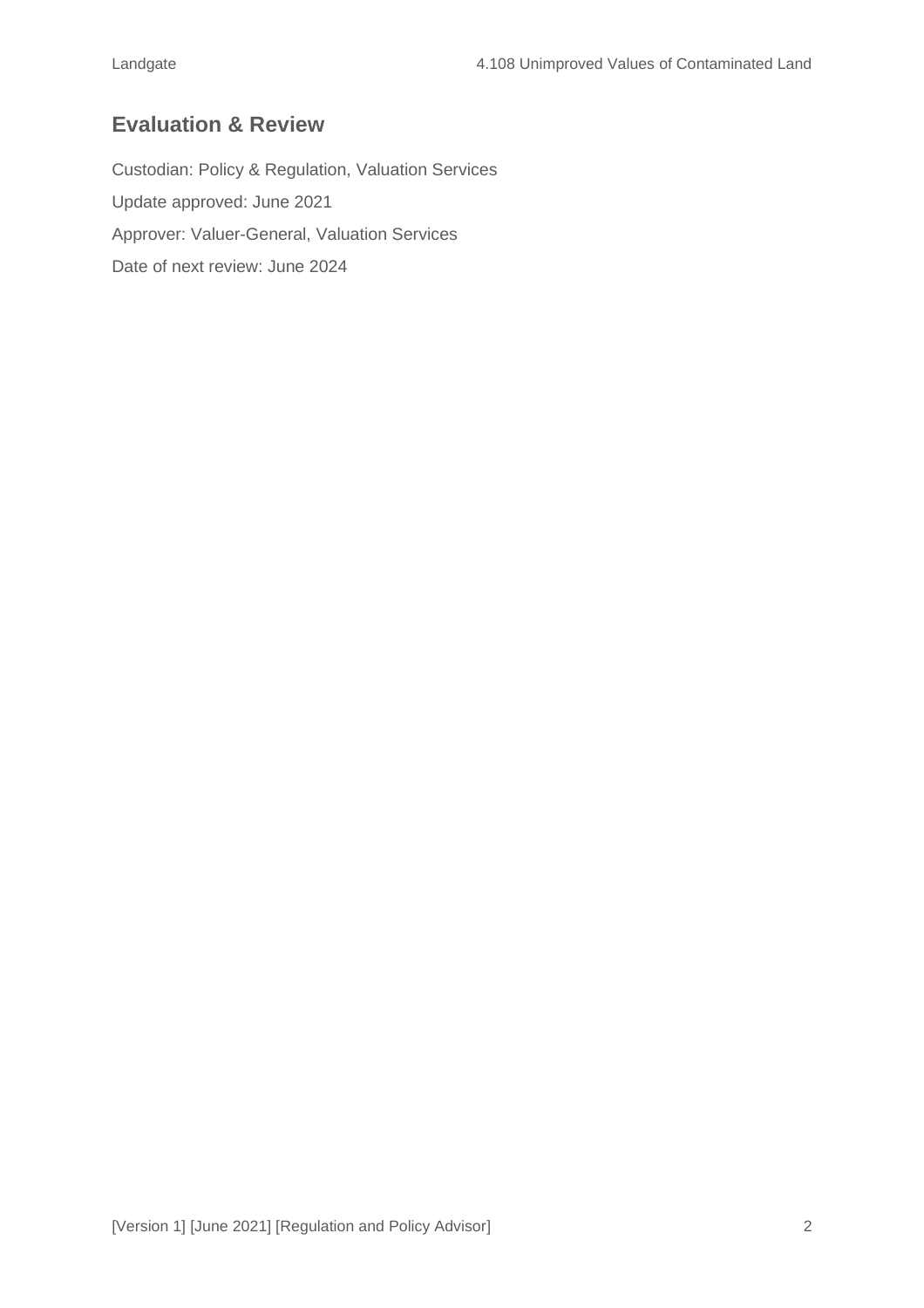## Evaluation & Review

Custodian: Policy & Regulation, Valuation Services

Update approved: June 2021

Approver: Valuer-General, Valuation Services

Date of next review: June 2024